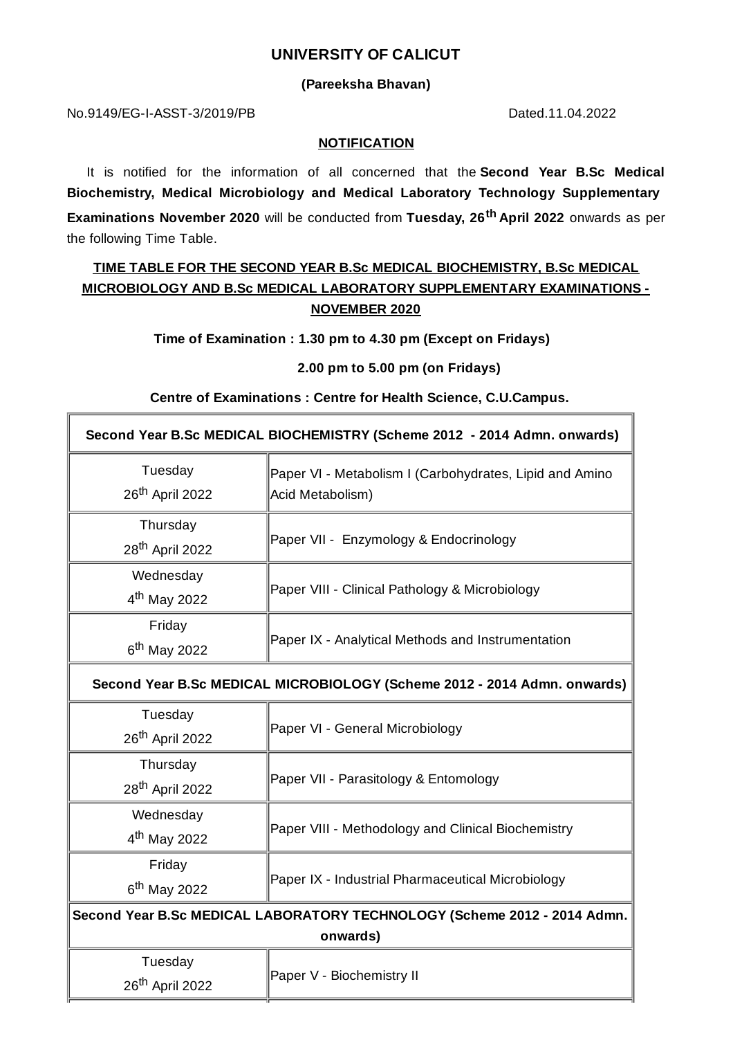# UNIVERSITY OF CALICUT

**(Pareeksha Bhavan)**

No.9149/EG-I-ASST-3/2019/PB Dated.11.04.2022

**NOTIFICATION**

It is notified for the information of all concerned that the **Second Year B.Sc Medical Biochemistry, Medical Microbiology and Medical Laboratory Technology Supplementary Examinations November 2020** will be conducted from **Tuesday, 26th April 2022** onwards as per the following Time Table.

**TIME TABLE FOR THE SECOND YEAR B.Sc MEDICAL BIOCHEMISTRY, B.Sc MEDICAL MICROBIOLOGY AND B.Sc MEDICAL LABORATORY SUPPLEMENTARY EXAMINATIONS - NOVEMBER 2020**

**Time of Examination : 1.30 pm to 4.30 pm (Except on Fridays)**

**2.00 pm to 5.00 pm (on Fridays)**

**Centre of Examinations : Centre for Health Science, C.U.Campus.**

| **Second Year B.Sc MEDICAL BIOCHEMISTRY (Scheme 2012 - 2014 Admn. onwards)** | |
|---|---|
| Tuesday 26th April 2022 | Paper VI - Metabolism I (Carbohydrates, Lipid and Amino Acid Metabolism) |
| Thursday 28th April 2022 | Paper VII - Enzymology & Endocrinology |
| Wednesday 4th May 2022 | Paper VIII - Clinical Pathology & Microbiology |
| Friday 6th May 2022 | Paper IX - Analytical Methods and Instrumentation |
| **Second Year B.Sc MEDICAL MICROBIOLOGY (Scheme 2012 - 2014 Admn. onwards)** | |
| Tuesday 26th April 2022 | Paper VI - General Microbiology |
| Thursday 28th April 2022 | Paper VII - Parasitology & Entomology |
| Wednesday 4th May 2022 | Paper VIII - Methodology and Clinical Biochemistry |
| Friday 6th May 2022 | Paper IX - Industrial Pharmaceutical Microbiology |
| **Second Year B.Sc MEDICAL LABORATORY TECHNOLOGY (Scheme 2012 - 2014 Admn. onwards)** | |
| Tuesday 26th April 2022 | Paper V - Biochemistry II |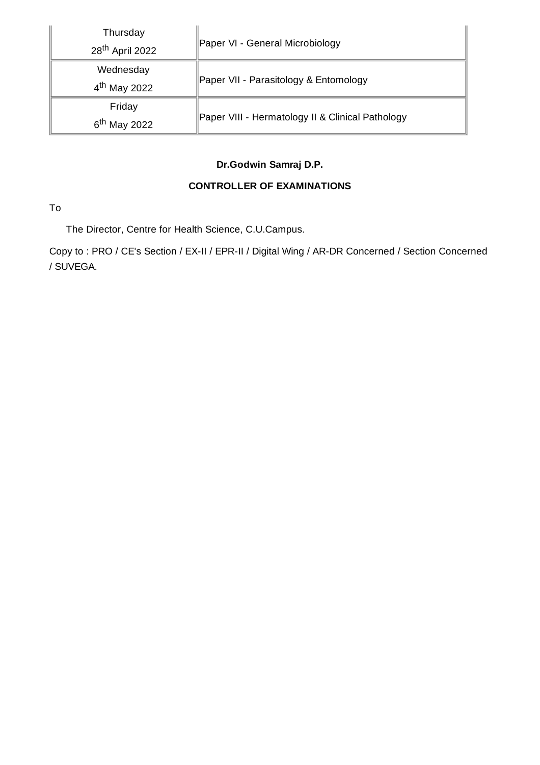| | |
|---|---|
| Thursday 28th April 2022 | Paper VI - General Microbiology |
| Wednesday 4th May 2022 | Paper VII - Parasitology & Entomology |
| Friday 6th May 2022 | Paper VIII - Hermatology II & Clinical Pathology |

**Dr.Godwin Samraj D.P.**

**CONTROLLER OF EXAMINATIONS**

To

The Director, Centre for Health Science, C.U.Campus.

Copy to : PRO / CE's Section / EX-II / EPR-II / Digital Wing / AR-DR Concerned / Section Concerned / SUVEGA.